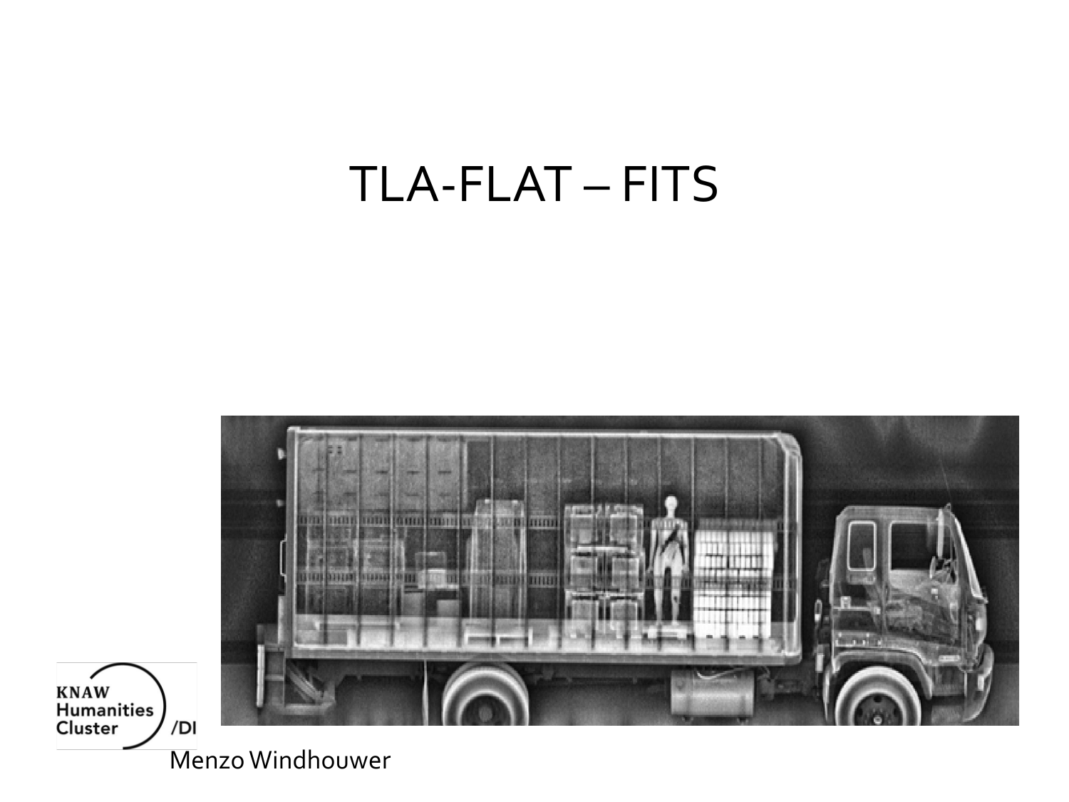# TLA-FLAT – FITS

Menzo Windhouwer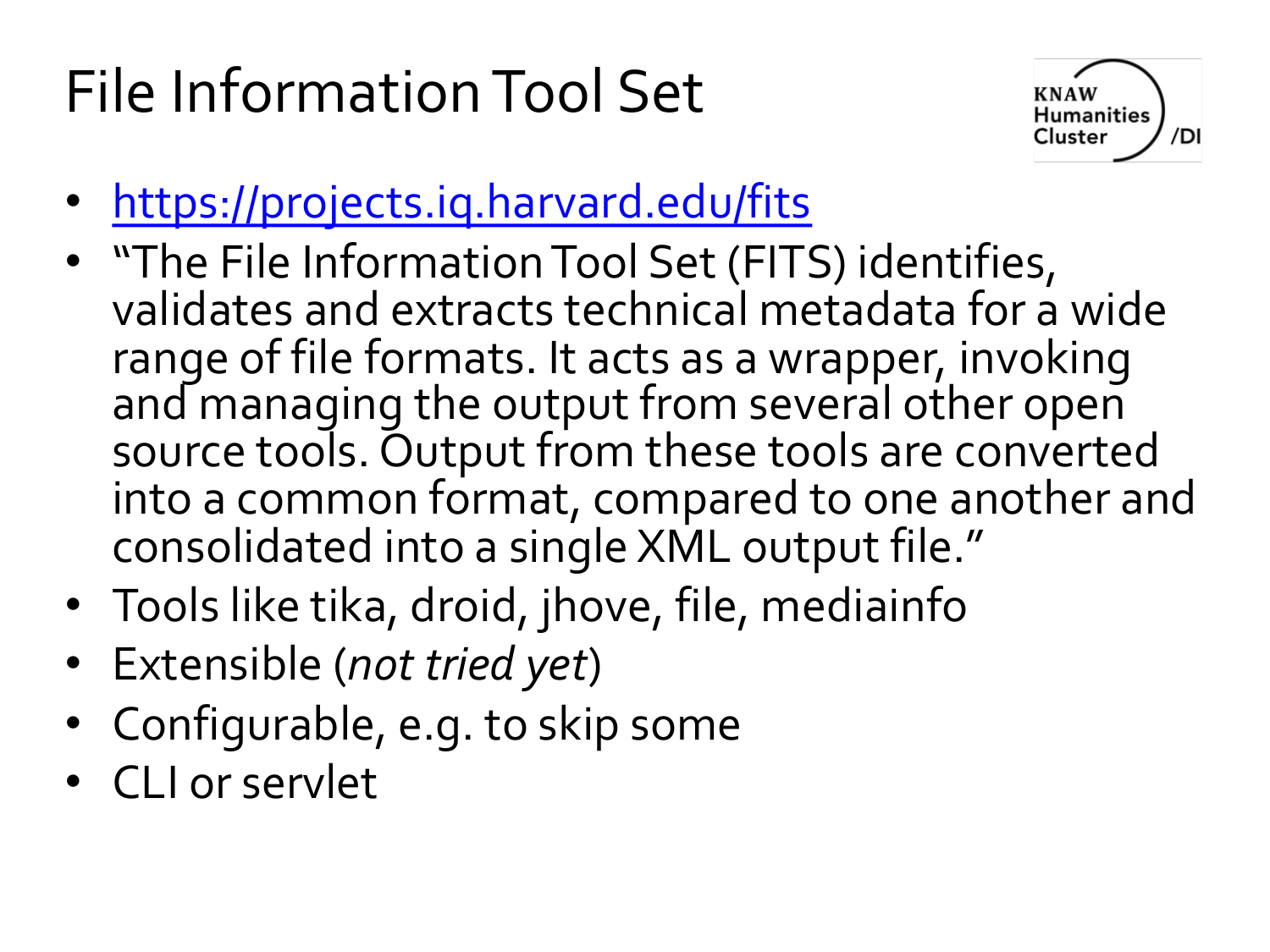# File Information Tool Set

- https://projects.iq.harvard.edu/fits
- "The File Information Tool Set (FITS) identifies, validates and extracts technical metadata for a wide range of file formats. It acts as a wrapper, invoking and managing the output from several other open source tools. Output from these tools are converted into a common format, compared to one another and consolidated into a single XML output file."
- Tools like tika, droid, jhove, file, mediainfo
- Extensible (*not tried yet*)
- Configurable, e.g. to skip some
- CLI or servlet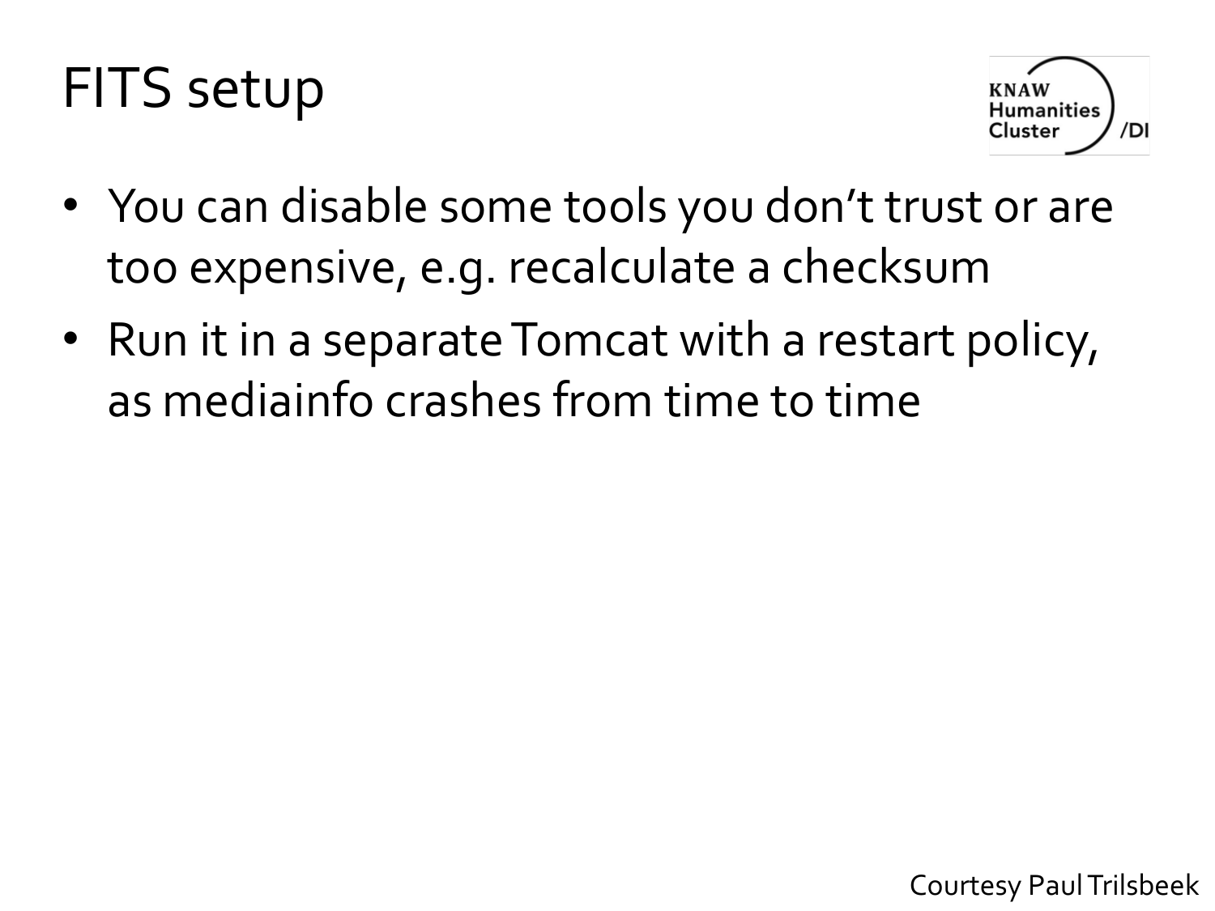# FITS setup

- You can disable some tools you don't trust or are too expensive, e.g. recalculate a checksum
- Run it in a separate Tomcat with a restart policy, as mediainfo crashes from time to time

Courtesy Paul Trilsbeek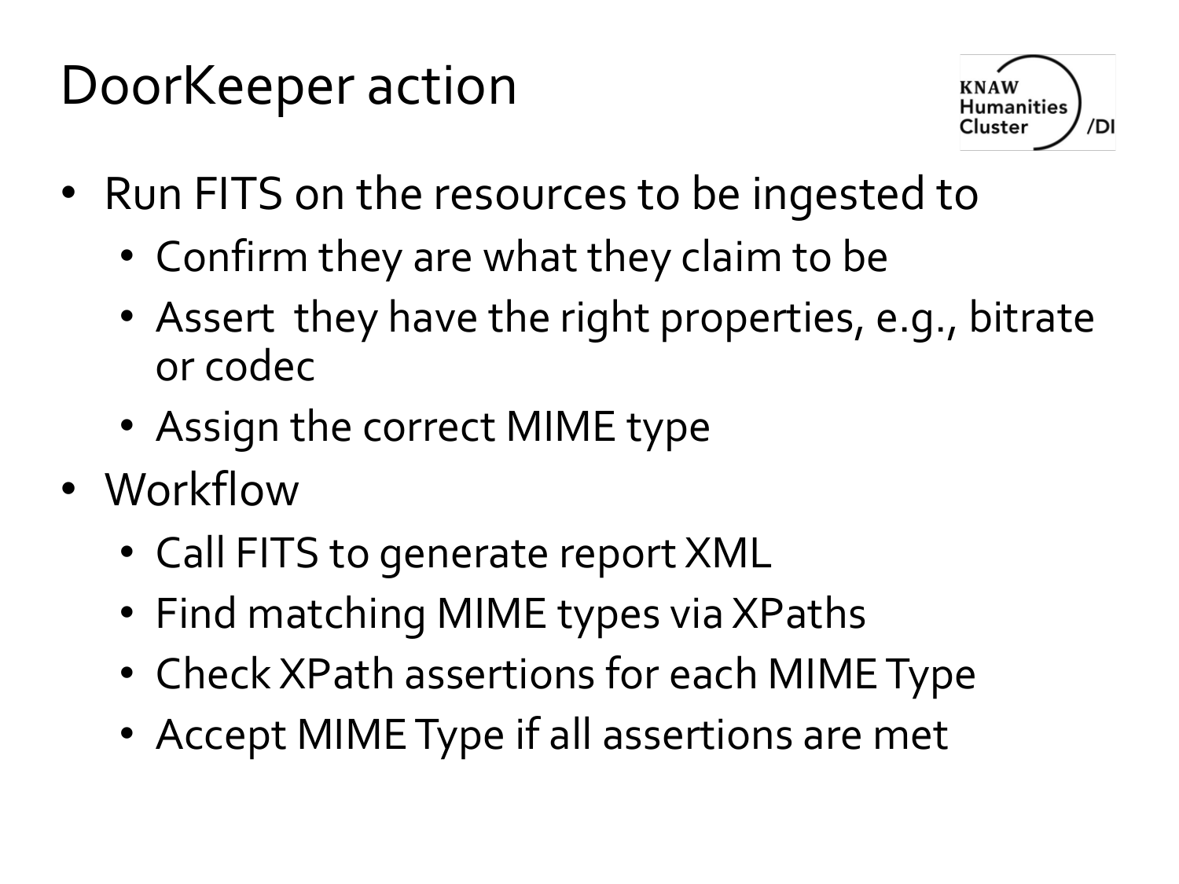# DoorKeeper action

- Run FITS on the resources to be ingested to
  - Confirm they are what they claim to be
  - Assert they have the right properties, e.g., bitrate or codec
  - Assign the correct MIME type
- Workflow
  - Call FITS to generate report XML
  - Find matching MIME types via XPaths
  - Check XPath assertions for each MIME Type
  - Accept MIME Type if all assertions are met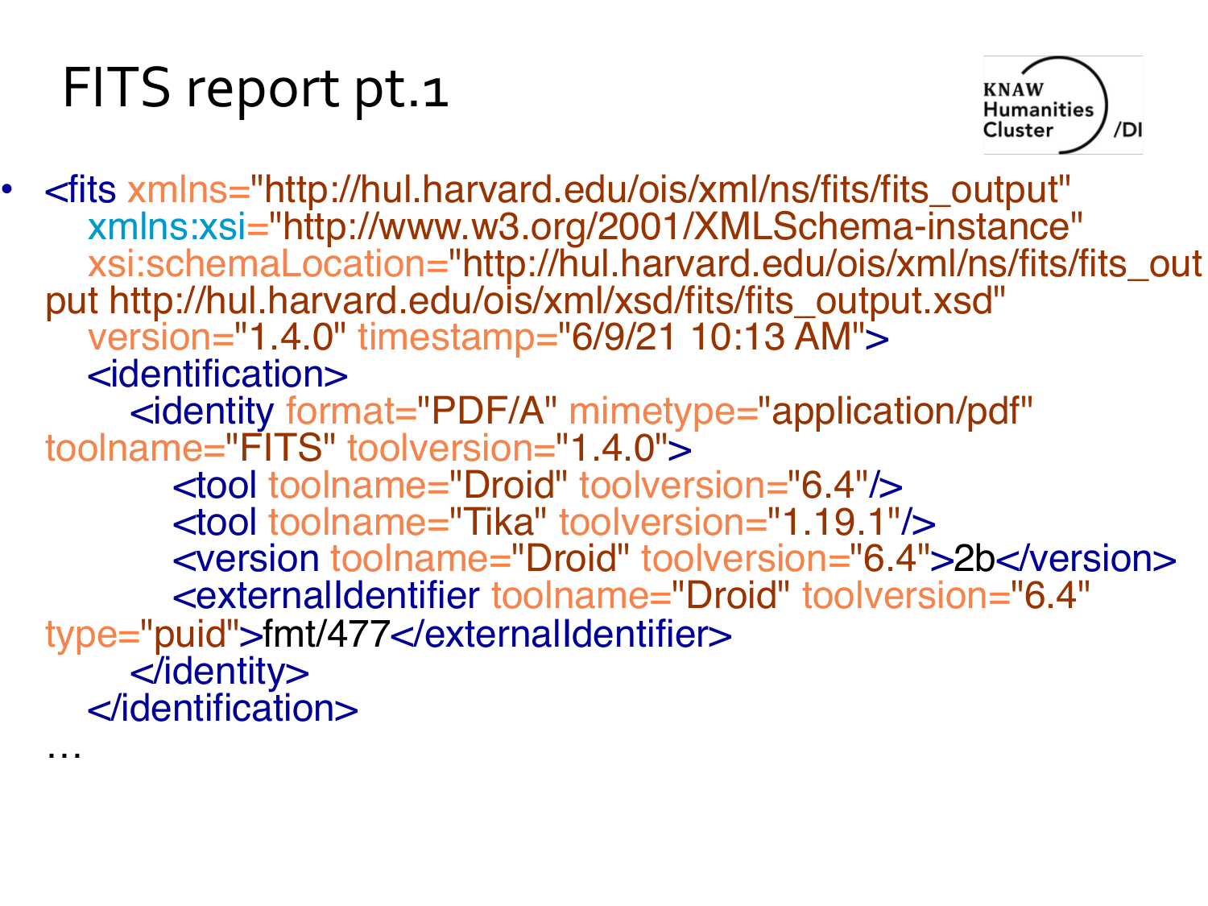# FITS report pt.1

```
<fits xmlns="http://hul.harvard.edu/ois/xml/ns/fits/fits_output"
   xmlns:xsi="http://www.w3.org/2001/XMLSchema-instance"
   xsi:schemaLocation="http://hul.harvard.edu/ois/xml/ns/fits/fits_output http://hul.harvard.edu/ois/xml/xsd/fits/fits_output.xsd"
   version="1.4.0" timestamp="6/9/21 10:13 AM">
   <identification>
      <identity format="PDF/A" mimetype="application/pdf" toolname="FITS" toolversion="1.4.0">
         <tool toolname="Droid" toolversion="6.4"/>
         <tool toolname="Tika" toolversion="1.19.1"/>
         <version toolname="Droid" toolversion="6.4">2b</version>
         <externalIdentifier toolname="Droid" toolversion="6.4" type="puid">fmt/477</externalIdentifier>
      </identity>
   </identification>
…
```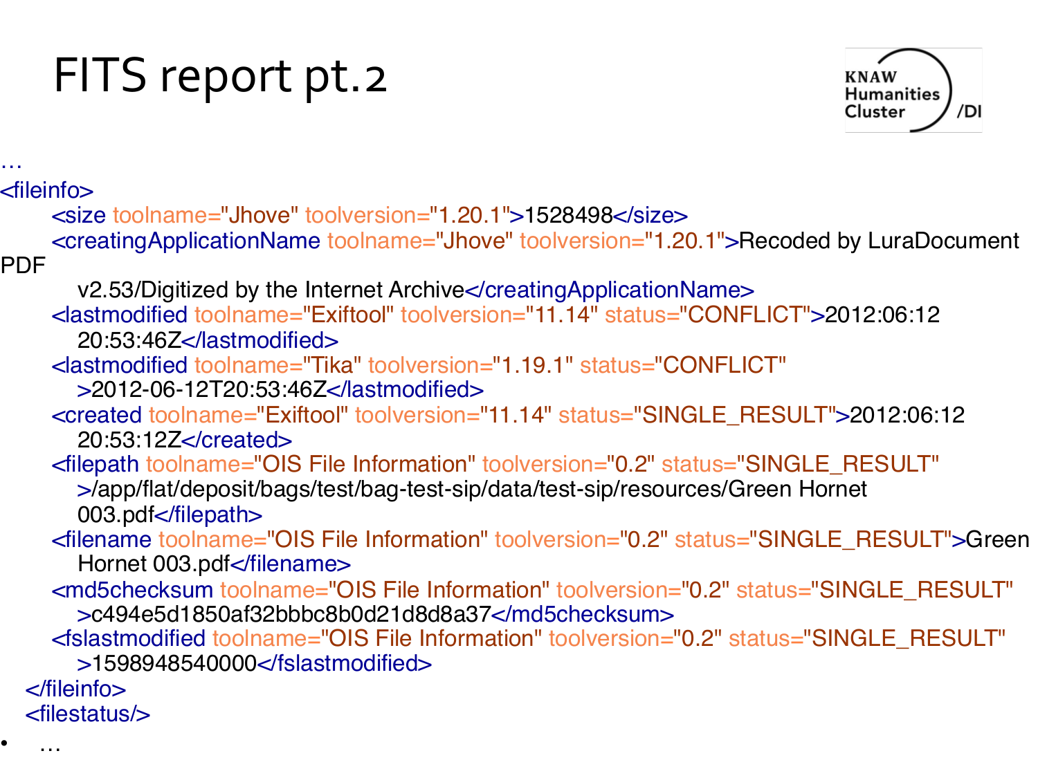# FITS report pt.2

```
…
<fileinfo>
    <size toolname="Jhove" toolversion="1.20.1">1528498</size>
    <creatingApplicationName toolname="Jhove" toolversion="1.20.1">Recoded by LuraDocument PDF
        v2.53/Digitized by the Internet Archive</creatingApplicationName>
    <lastmodified toolname="Exiftool" toolversion="11.14" status="CONFLICT">2012:06:12
        20:53:46Z</lastmodified>
    <lastmodified toolname="Tika" toolversion="1.19.1" status="CONFLICT"
        >2012-06-12T20:53:46Z</lastmodified>
    <created toolname="Exiftool" toolversion="11.14" status="SINGLE_RESULT">2012:06:12
        20:53:12Z</created>
    <filepath toolname="OIS File Information" toolversion="0.2" status="SINGLE_RESULT"
        >/app/flat/deposit/bags/test/bag-test-sip/data/test-sip/resources/Green Hornet
        003.pdf</filepath>
    <filename toolname="OIS File Information" toolversion="0.2" status="SINGLE_RESULT">Green
        Hornet 003.pdf</filename>
    <md5checksum toolname="OIS File Information" toolversion="0.2" status="SINGLE_RESULT"
        >c494e5d1850af32bbbc8b0d21d8d8a37</md5checksum>
    <fslastmodified toolname="OIS File Information" toolversion="0.2" status="SINGLE_RESULT"
        >1598948540000</fslastmodified>
  </fileinfo>
  <filestatus/>
```

- …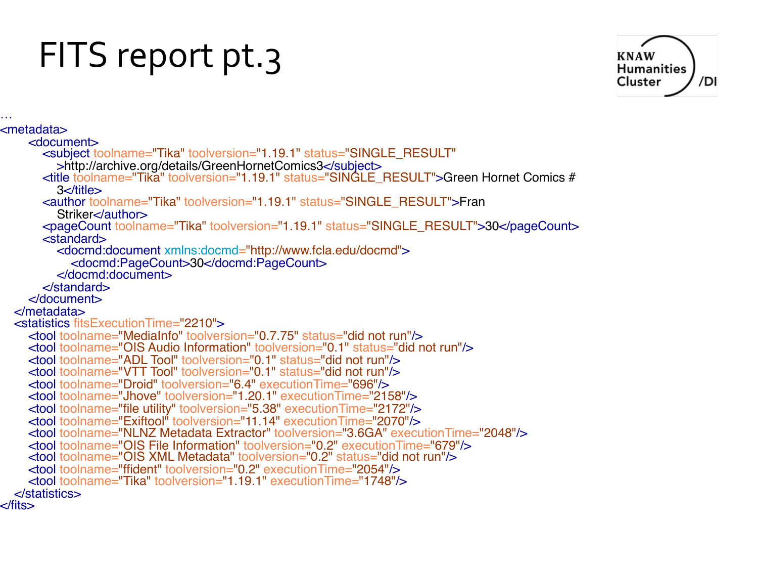# FITS report pt.3

```
…
<metadata>
    <document>
        <subject toolname="Tika" toolversion="1.19.1" status="SINGLE_RESULT"
            >http://archive.org/details/GreenHornetComics3</subject>
        <title toolname="Tika" toolversion="1.19.1" status="SINGLE_RESULT">Green Hornet Comics #
            3</title>
        <author toolname="Tika" toolversion="1.19.1" status="SINGLE_RESULT">Fran
            Striker</author>
        <pageCount toolname="Tika" toolversion="1.19.1" status="SINGLE_RESULT">30</pageCount>
        <standard>
            <docmd:document xmlns:docmd="http://www.fcla.edu/docmd">
                <docmd:PageCount>30</docmd:PageCount>
            </docmd:document>
        </standard>
    </document>
  </metadata>
  <statistics fitsExecutionTime="2210">
    <tool toolname="MediaInfo" toolversion="0.7.75" status="did not run"/>
    <tool toolname="OIS Audio Information" toolversion="0.1" status="did not run"/>
    <tool toolname="ADL Tool" toolversion="0.1" status="did not run"/>
    <tool toolname="VTT Tool" toolversion="0.1" status="did not run"/>
    <tool toolname="Droid" toolversion="6.4" executionTime="696"/>
    <tool toolname="Jhove" toolversion="1.20.1" executionTime="2158"/>
    <tool toolname="file utility" toolversion="5.38" executionTime="2172"/>
    <tool toolname="Exiftool" toolversion="11.14" executionTime="2070"/>
    <tool toolname="NLNZ Metadata Extractor" toolversion="3.6GA" executionTime="2048"/>
    <tool toolname="OIS File Information" toolversion="0.2" executionTime="679"/>
    <tool toolname="OIS XML Metadata" toolversion="0.2" status="did not run"/>
    <tool toolname="ffident" toolversion="0.2" executionTime="2054"/>
    <tool toolname="Tika" toolversion="1.19.1" executionTime="1748"/>
  </statistics>
</fits>
```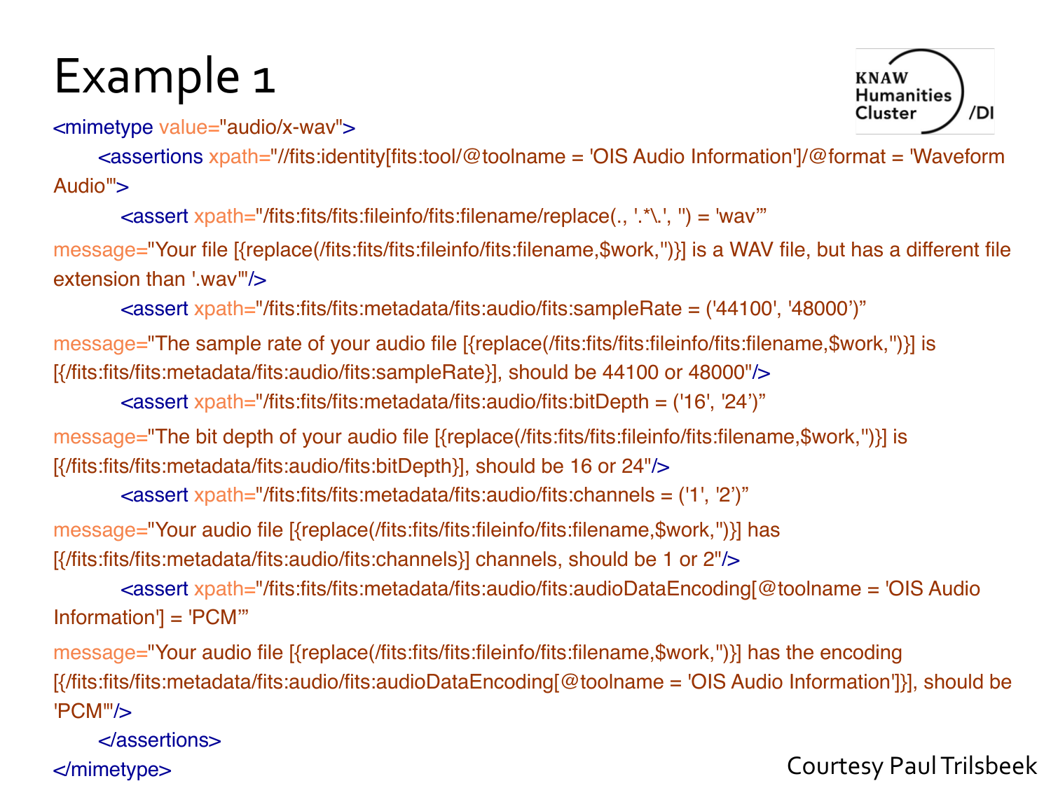# Example 1

```
<mimetype value="audio/x-wav">
      <assertions xpath="//fits:identity[fits:tool/@toolname = 'OIS Audio Information']/@format = 'Waveform Audio'">
         <assert xpath="/fits:fits/fits:fileinfo/fits:filename/replace(., '.*\.', '') = 'wav'"
message="Your file [{replace(/fits:fits/fits:fileinfo/fits:filename,$work,'')}] is a WAV file, but has a different file extension than '.wav'"/>
         <assert xpath="/fits:fits/fits:metadata/fits:audio/fits:sampleRate = ('44100', '48000')"
message="The sample rate of your audio file [{replace(/fits:fits/fits:fileinfo/fits:filename,$work,'')}] is [{/fits:fits/fits:metadata/fits:audio/fits:sampleRate}], should be 44100 or 48000"/>
         <assert xpath="/fits:fits/fits:metadata/fits:audio/fits:bitDepth = ('16', '24')"
message="The bit depth of your audio file [{replace(/fits:fits/fits:fileinfo/fits:filename,$work,'')}] is [{/fits:fits/fits:metadata/fits:audio/fits:bitDepth}], should be 16 or 24"/>
         <assert xpath="/fits:fits/fits:metadata/fits:audio/fits:channels = ('1', '2')"
message="Your audio file [{replace(/fits:fits/fits:fileinfo/fits:filename,$work,'')}] has [{/fits:fits/fits:metadata/fits:audio/fits:channels}] channels, should be 1 or 2"/>
         <assert xpath="/fits:fits/fits:metadata/fits:audio/fits:audioDataEncoding[@toolname = 'OIS Audio Information'] = 'PCM'"
message="Your audio file [{replace(/fits:fits/fits:fileinfo/fits:filename,$work,'')}] has the encoding [{/fits:fits/fits:metadata/fits:audio/fits:audioDataEncoding[@toolname = 'OIS Audio Information']}], should be 'PCM'"/>
      </assertions>
</mimetype>
```

Courtesy Paul Trilsbeek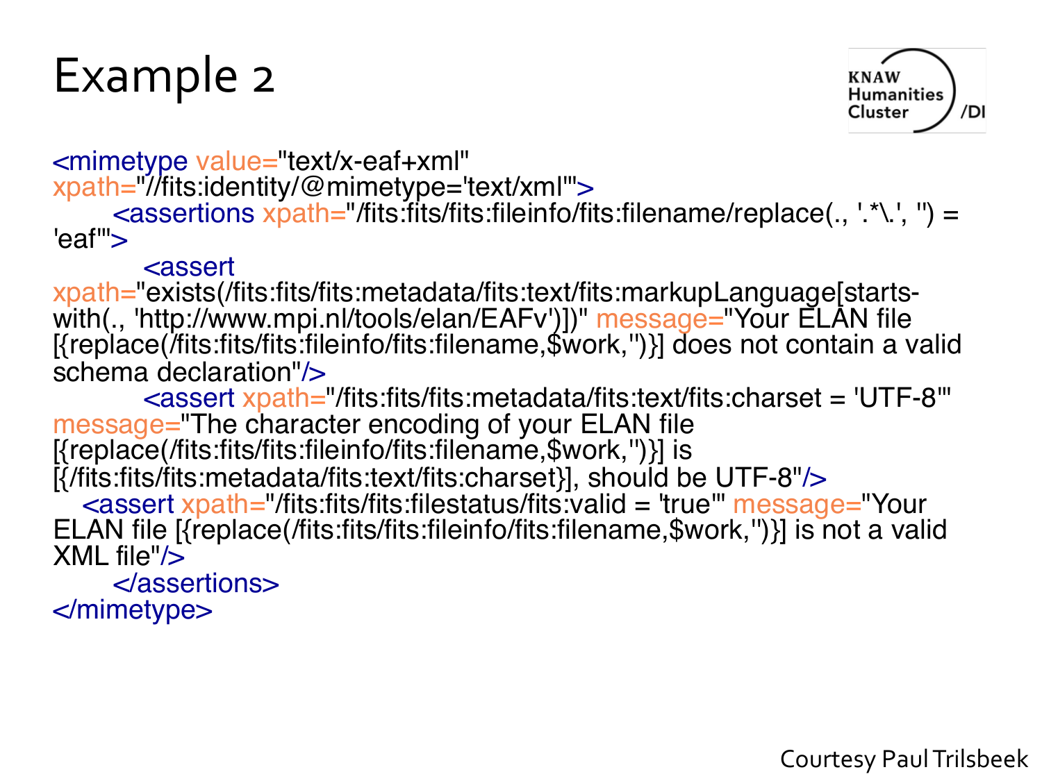# Example 2

```
<mimetype value="text/x-eaf+xml" xpath="//fits:identity/@mimetype='text/xml'">
    <assertions xpath="/fits:fits/fits:fileinfo/fits:filename/replace(., '.*\.', '') = 'eaf'">
        <assert xpath="exists(/fits:fits/fits:metadata/fits:text/fits:markupLanguage[starts-with(., 'http://www.mpi.nl/tools/elan/EAFv')])" message="Your ELAN file [{replace(/fits:fits/fits:fileinfo/fits:filename,$work,'')}] does not contain a valid schema declaration"/>
        <assert xpath="/fits:fits/fits:metadata/fits:text/fits:charset = 'UTF-8'" message="The character encoding of your ELAN file [{replace(/fits:fits/fits:fileinfo/fits:filename,$work,'')}] is [{/fits:fits/fits:metadata/fits:text/fits:charset}], should be UTF-8"/>
        <assert xpath="/fits:fits/fits:filestatus/fits:valid = 'true'" message="Your ELAN file [{replace(/fits:fits/fits:fileinfo/fits:filename,$work,'')}] is not a valid XML file"/>
    </assertions>
</mimetype>
```

Courtesy Paul Trilsbeek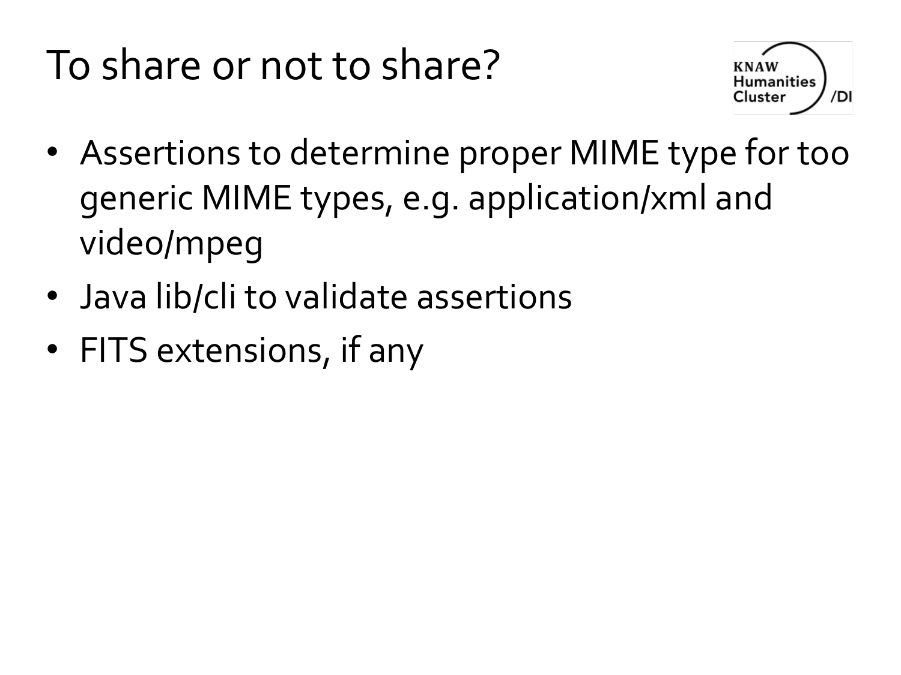# To share or not to share?

- Assertions to determine proper MIME type for too generic MIME types, e.g. application/xml and video/mpeg
- Java lib/cli to validate assertions
- FITS extensions, if any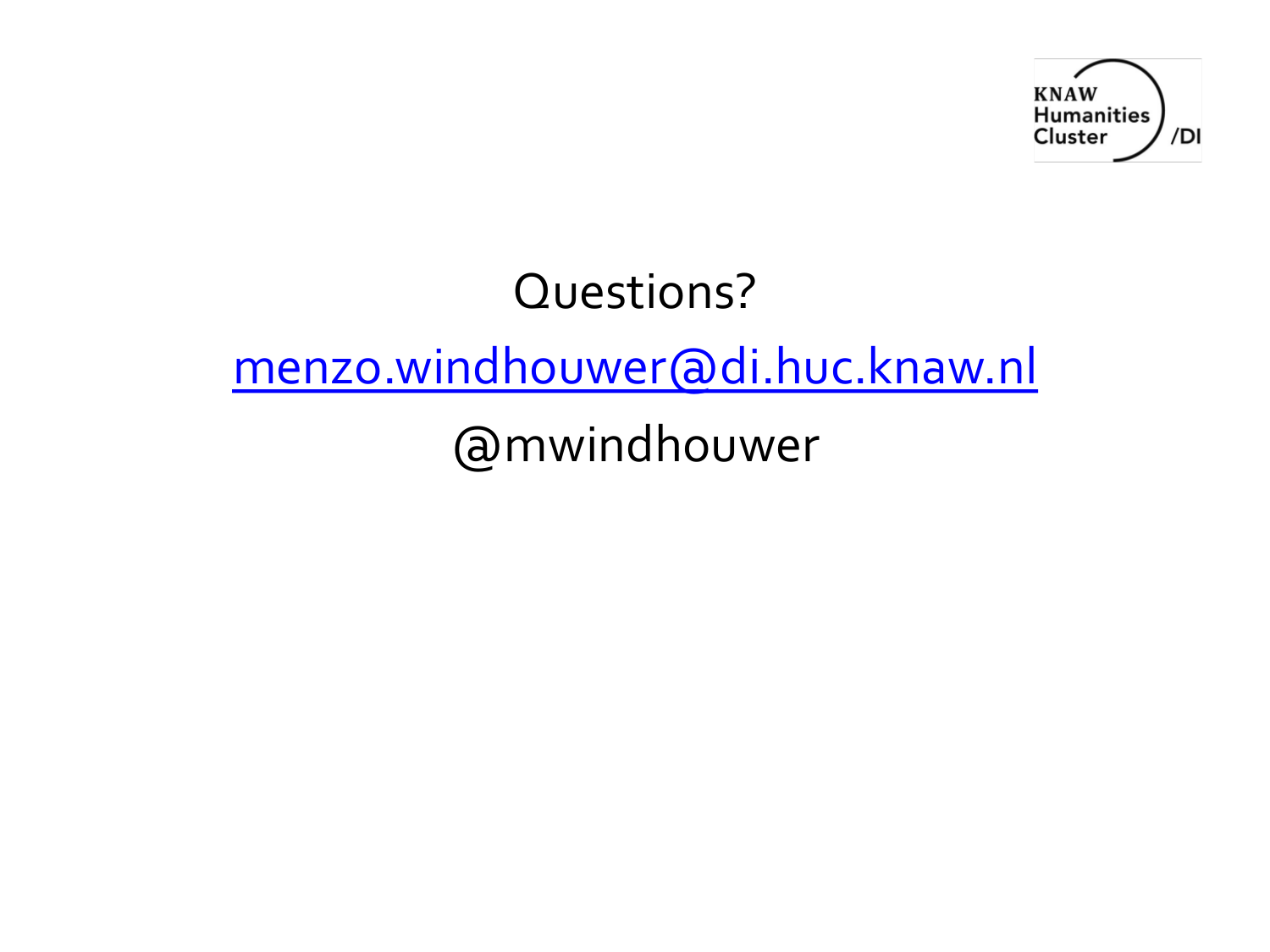KNAW Humanities Cluster /DI

Questions?

[menzo.windhouwer@di.huc.knaw.nl](mailto:menzo.windhouwer@di.huc.knaw.nl)

@mwindhouwer